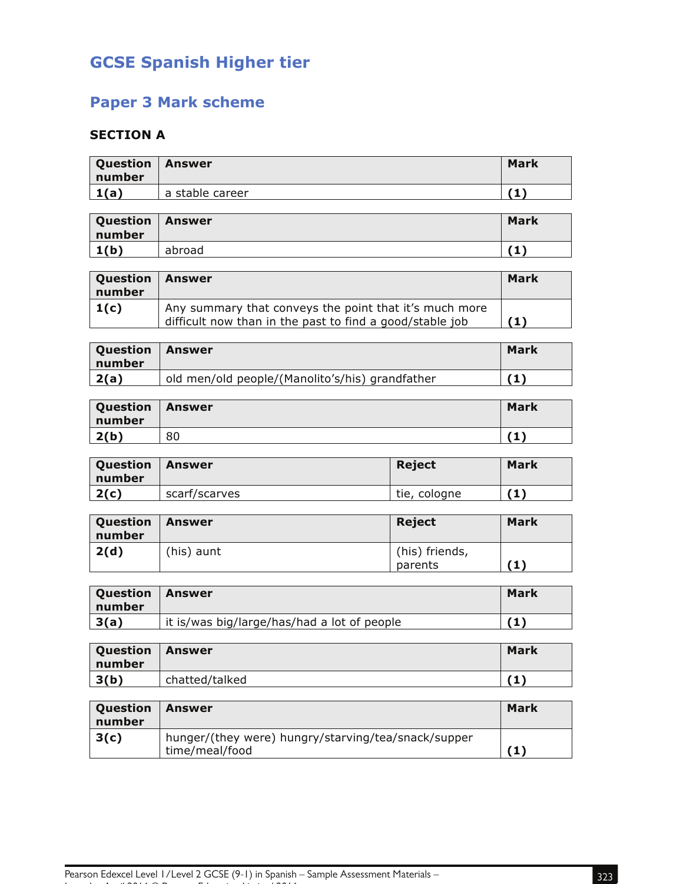# GCSE Spanish Higher tier

## Paper 3 Mark scheme

### SECTION A

| Question number | Answer | Mark |
|---|---|---|
| 1(a) | a stable career | (1) |

| Question number | Answer | Mark |
|---|---|---|
| 1(b) | abroad | (1) |

| Question number | Answer | Mark |
|---|---|---|
| 1(c) | Any summary that conveys the point that it's much more difficult now than in the past to find a good/stable job | (1) |

| Question number | Answer | Mark |
|---|---|---|
| 2(a) | old men/old people/(Manolito's/his) grandfather | (1) |

| Question number | Answer | Mark |
|---|---|---|
| 2(b) | 80 | (1) |

| Question number | Answer | Reject | Mark |
|---|---|---|---|
| 2(c) | scarf/scarves | tie, cologne | (1) |

| Question number | Answer | Reject | Mark |
|---|---|---|---|
| 2(d) | (his) aunt | (his) friends, parents | (1) |

| Question number | Answer | Mark |
|---|---|---|
| 3(a) | it is/was big/large/has/had a lot of people | (1) |

| Question number | Answer | Mark |
|---|---|---|
| 3(b) | chatted/talked | (1) |

| Question number | Answer | Mark |
|---|---|---|
| 3(c) | hunger/(they were) hungry/starving/tea/snack/supper time/meal/food | (1) |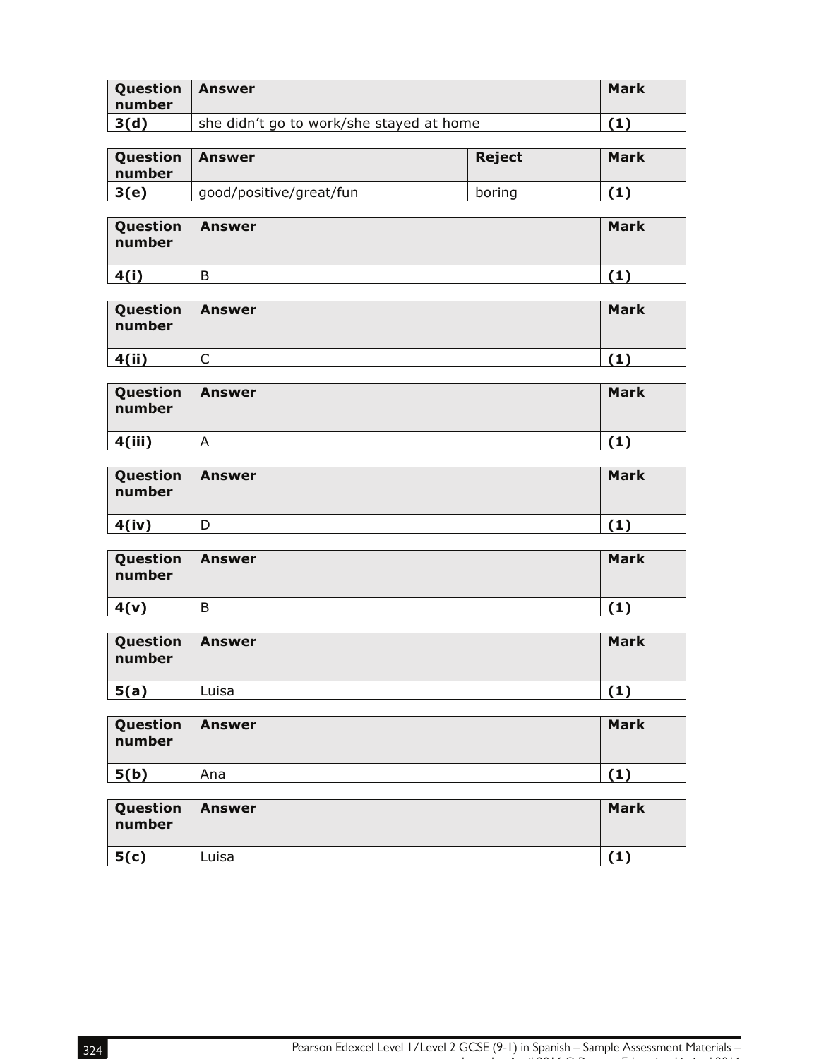| Question number | Answer | Mark |
|---|---|---|
| 3(d) | she didn't go to work/she stayed at home | (1) |

| Question number | Answer | Reject | Mark |
|---|---|---|---|
| 3(e) | good/positive/great/fun | boring | (1) |

| Question number | Answer | Mark |
|---|---|---|
| 4(i) | B | (1) |

| Question number | Answer | Mark |
|---|---|---|
| 4(ii) | C | (1) |

| Question number | Answer | Mark |
|---|---|---|
| 4(iii) | A | (1) |

| Question number | Answer | Mark |
|---|---|---|
| 4(iv) | D | (1) |

| Question number | Answer | Mark |
|---|---|---|
| 4(v) | B | (1) |

| Question number | Answer | Mark |
|---|---|---|
| 5(a) | Luisa | (1) |

| Question number | Answer | Mark |
|---|---|---|
| 5(b) | Ana | (1) |

| Question number | Answer | Mark |
|---|---|---|
| 5(c) | Luisa | (1) |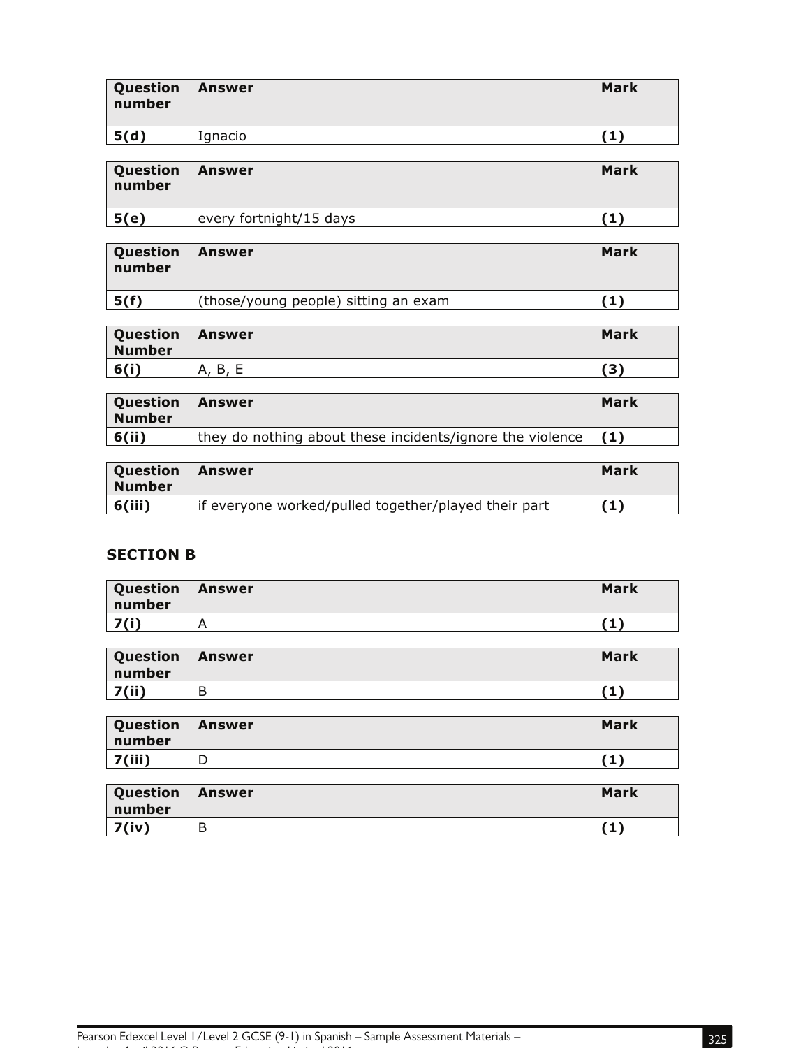| Question number | Answer | Mark |
|---|---|---|
| 5(d) | Ignacio | (1) |

| Question number | Answer | Mark |
|---|---|---|
| 5(e) | every fortnight/15 days | (1) |

| Question number | Answer | Mark |
|---|---|---|
| 5(f) | (those/young people) sitting an exam | (1) |

| Question Number | Answer | Mark |
|---|---|---|
| 6(i) | A, B, E | (3) |

| Question Number | Answer | Mark |
|---|---|---|
| 6(ii) | they do nothing about these incidents/ignore the violence | (1) |

| Question Number | Answer | Mark |
|---|---|---|
| 6(iii) | if everyone worked/pulled together/played their part | (1) |

## SECTION B

| Question number | Answer | Mark |
|---|---|---|
| 7(i) | A | (1) |

| Question number | Answer | Mark |
|---|---|---|
| 7(ii) | B | (1) |

| Question number | Answer | Mark |
|---|---|---|
| 7(iii) | D | (1) |

| Question number | Answer | Mark |
|---|---|---|
| 7(iv) | B | (1) |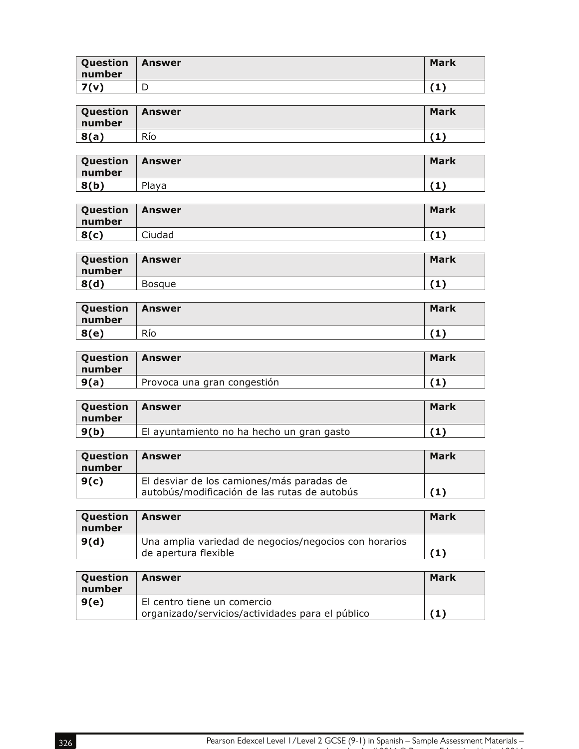| Question number | Answer | Mark |
|---|---|---|
| 7(v) | D | (1) |

| Question number | Answer | Mark |
|---|---|---|
| 8(a) | Río | (1) |

| Question number | Answer | Mark |
|---|---|---|
| 8(b) | Playa | (1) |

| Question number | Answer | Mark |
|---|---|---|
| 8(c) | Ciudad | (1) |

| Question number | Answer | Mark |
|---|---|---|
| 8(d) | Bosque | (1) |

| Question number | Answer | Mark |
|---|---|---|
| 8(e) | Río | (1) |

| Question number | Answer | Mark |
|---|---|---|
| 9(a) | Provoca una gran congestión | (1) |

| Question number | Answer | Mark |
|---|---|---|
| 9(b) | El ayuntamiento no ha hecho un gran gasto | (1) |

| Question number | Answer | Mark |
|---|---|---|
| 9(c) | El desviar de los camiones/más paradas de autobús/modificación de las rutas de autobús | (1) |

| Question number | Answer | Mark |
|---|---|---|
| 9(d) | Una amplia variedad de negocios/negocios con horarios de apertura flexible | (1) |

| Question number | Answer | Mark |
|---|---|---|
| 9(e) | El centro tiene un comercio organizado/servicios/actividades para el público | (1) |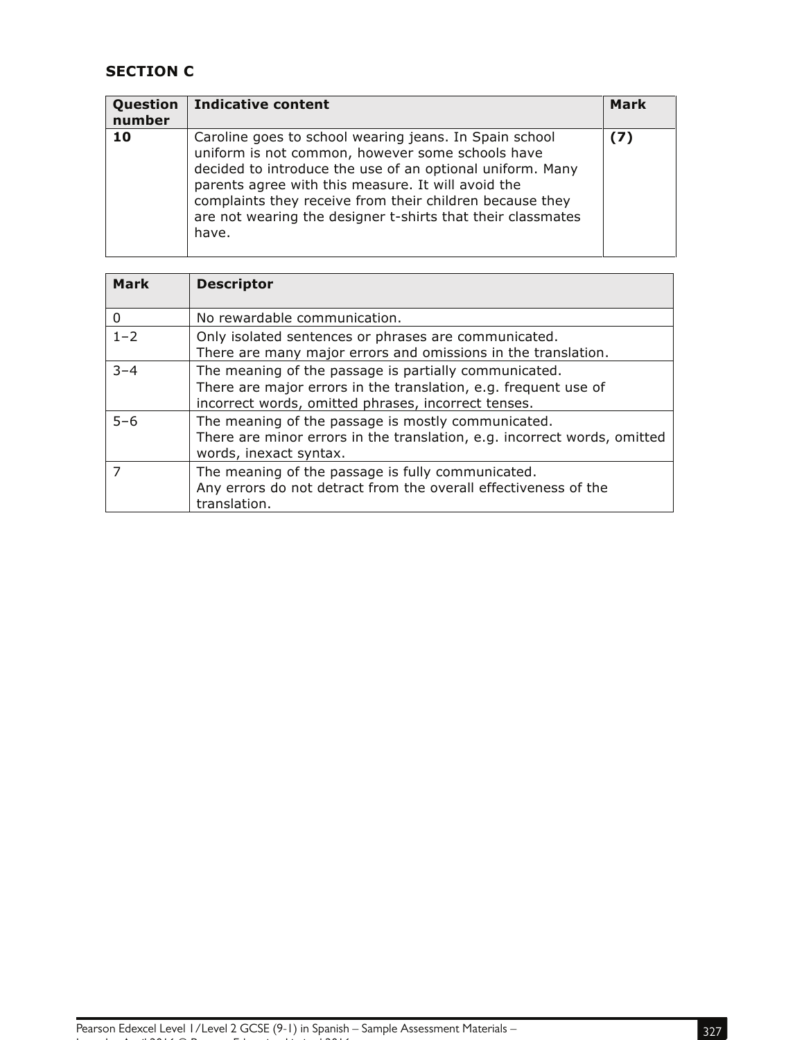## SECTION C

| Question number | Indicative content | Mark |
| --- | --- | --- |
| **10** | Caroline goes to school wearing jeans. In Spain school uniform is not common, however some schools have decided to introduce the use of an optional uniform. Many parents agree with this measure. It will avoid the complaints they receive from their children because they are not wearing the designer t-shirts that their classmates have. | **(7)** |

| Mark | Descriptor |
| --- | --- |
| 0 | No rewardable communication. |
| 1–2 | Only isolated sentences or phrases are communicated. There are many major errors and omissions in the translation. |
| 3–4 | The meaning of the passage is partially communicated. There are major errors in the translation, e.g. frequent use of incorrect words, omitted phrases, incorrect tenses. |
| 5–6 | The meaning of the passage is mostly communicated. There are minor errors in the translation, e.g. incorrect words, omitted words, inexact syntax. |
| 7 | The meaning of the passage is fully communicated. Any errors do not detract from the overall effectiveness of the translation. |